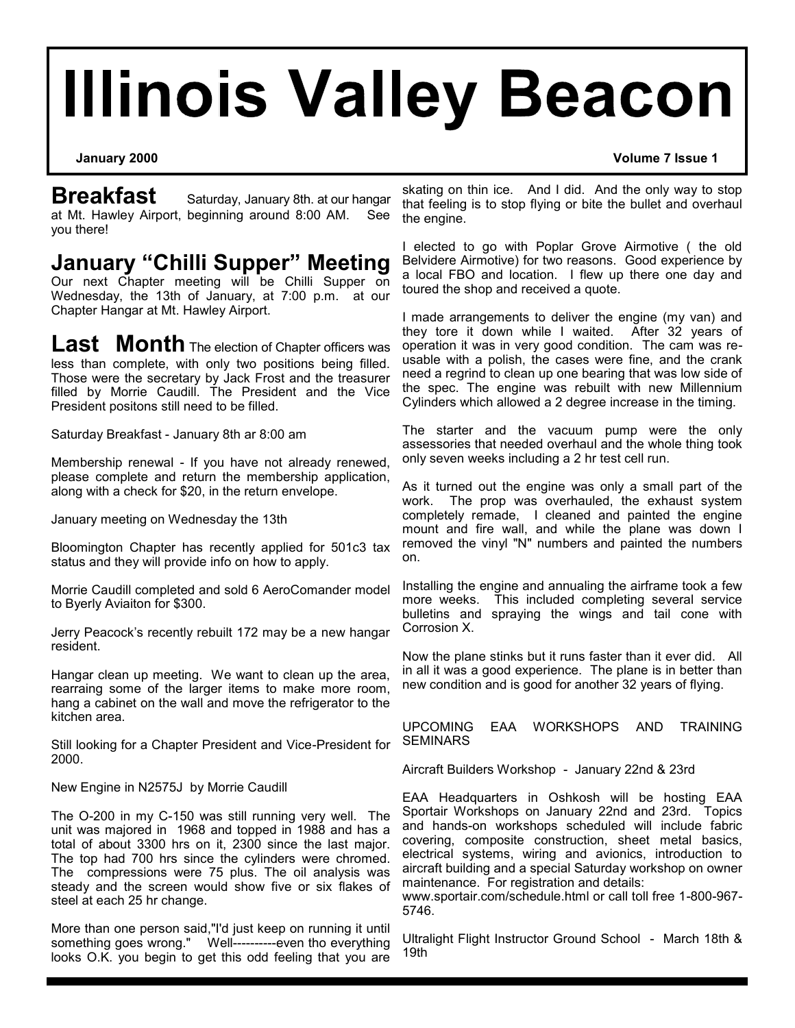# Illinois Valley Beacon

**January 2000** **Volume 7 Issue 1**

**Breakfast** Saturday, January 8th. at our hangar at Mt. Hawley Airport, beginning around 8:00 AM. See you there!

## January "Chilli Supper" Meeting

Our next Chapter meeting will be Chilli Supper on Wednesday, the 13th of January, at 7:00 p.m. at our Chapter Hangar at Mt. Hawley Airport.

**Last Month** The election of Chapter officers was less than complete, with only two positions being filled. Those were the secretary by Jack Frost and the treasurer filled by Morrie Caudill. The President and the Vice President positons still need to be filled.

Saturday Breakfast - January 8th ar 8:00 am

Membership renewal - If you have not already renewed, please complete and return the membership application, along with a check for $20, in the return envelope.

January meeting on Wednesday the 13th

Bloomington Chapter has recently applied for 501c3 tax status and they will provide info on how to apply.

Morrie Caudill completed and sold 6 AeroComander model to Byerly Aviaiton for $300.

Jerry Peacock's recently rebuilt 172 may be a new hangar resident.

Hangar clean up meeting. We want to clean up the area, rearraing some of the larger items to make more room, hang a cabinet on the wall and move the refrigerator to the kitchen area.

Still looking for a Chapter President and Vice-President for 2000.

New Engine in N2575J by Morrie Caudill

The O-200 in my C-150 was still running very well. The unit was majored in 1968 and topped in 1988 and has a total of about 3300 hrs on it, 2300 since the last major. The top had 700 hrs since the cylinders were chromed. The compressions were 75 plus. The oil analysis was steady and the screen would show five or six flakes of steel at each 25 hr change.

More than one person said,"I'd just keep on running it until something goes wrong." Well----------even tho everything looks O.K. you begin to get this odd feeling that you are skating on thin ice. And I did. And the only way to stop that feeling is to stop flying or bite the bullet and overhaul the engine.

I elected to go with Poplar Grove Airmotive ( the old Belvidere Airmotive) for two reasons. Good experience by a local FBO and location. I flew up there one day and toured the shop and received a quote.

I made arrangements to deliver the engine (my van) and they tore it down while I waited. After 32 years of operation it was in very good condition. The cam was re-usable with a polish, the cases were fine, and the crank need a regrind to clean up one bearing that was low side of the spec. The engine was rebuilt with new Millennium Cylinders which allowed a 2 degree increase in the timing.

The starter and the vacuum pump were the only assessories that needed overhaul and the whole thing took only seven weeks including a 2 hr test cell run.

As it turned out the engine was only a small part of the work. The prop was overhauled, the exhaust system completely remade, I cleaned and painted the engine mount and fire wall, and while the plane was down I removed the vinyl "N" numbers and painted the numbers on.

Installing the engine and annualing the airframe took a few more weeks. This included completing several service bulletins and spraying the wings and tail cone with Corrosion X.

Now the plane stinks but it runs faster than it ever did. All in all it was a good experience. The plane is in better than new condition and is good for another 32 years of flying.

UPCOMING EAA WORKSHOPS AND TRAINING SEMINARS

Aircraft Builders Workshop - January 22nd & 23rd

EAA Headquarters in Oshkosh will be hosting EAA Sportair Workshops on January 22nd and 23rd. Topics and hands-on workshops scheduled will include fabric covering, composite construction, sheet metal basics, electrical systems, wiring and avionics, introduction to aircraft building and a special Saturday workshop on owner maintenance. For registration and details: www.sportair.com/schedule.html or call toll free 1-800-967-5746.

Ultralight Flight Instructor Ground School - March 18th & 19th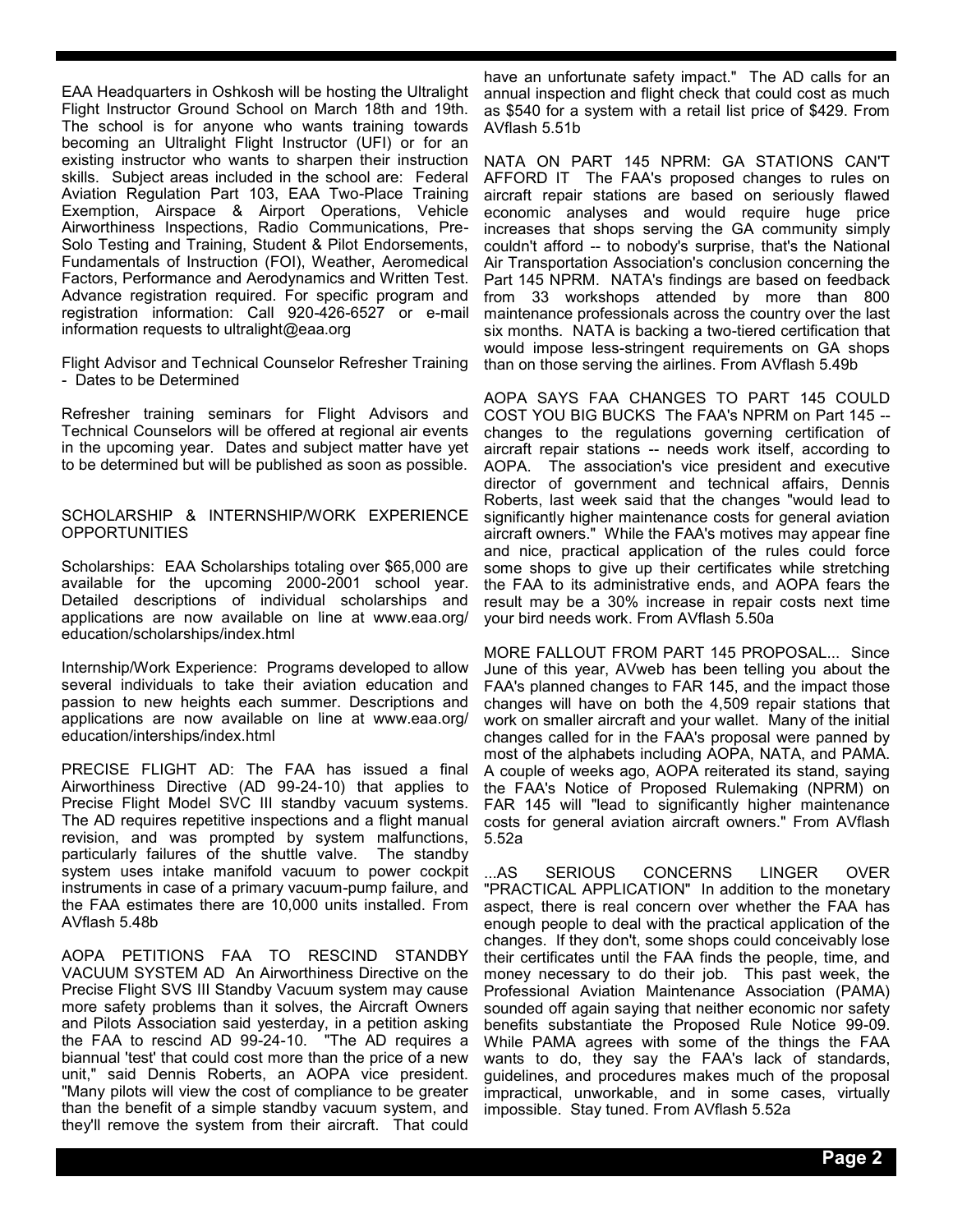EAA Headquarters in Oshkosh will be hosting the Ultralight Flight Instructor Ground School on March 18th and 19th. The school is for anyone who wants training towards becoming an Ultralight Flight Instructor (UFI) or for an existing instructor who wants to sharpen their instruction skills. Subject areas included in the school are: Federal Aviation Regulation Part 103, EAA Two-Place Training Exemption, Airspace & Airport Operations, Vehicle Airworthiness Inspections, Radio Communications, Pre-Solo Testing and Training, Student & Pilot Endorsements, Fundamentals of Instruction (FOI), Weather, Aeromedical Factors, Performance and Aerodynamics and Written Test. Advance registration required. For specific program and registration information: Call 920-426-6527 or e-mail information requests to ultralight@eaa.org

Flight Advisor and Technical Counselor Refresher Training - Dates to be Determined

Refresher training seminars for Flight Advisors and Technical Counselors will be offered at regional air events in the upcoming year. Dates and subject matter have yet to be determined but will be published as soon as possible.

SCHOLARSHIP & INTERNSHIP/WORK EXPERIENCE OPPORTUNITIES

Scholarships: EAA Scholarships totaling over $65,000 are available for the upcoming 2000-2001 school year. Detailed descriptions of individual scholarships and applications are now available on line at www.eaa.org/education/scholarships/index.html

Internship/Work Experience: Programs developed to allow several individuals to take their aviation education and passion to new heights each summer. Descriptions and applications are now available on line at www.eaa.org/education/interships/index.html

PRECISE FLIGHT AD: The FAA has issued a final Airworthiness Directive (AD 99-24-10) that applies to Precise Flight Model SVC III standby vacuum systems. The AD requires repetitive inspections and a flight manual revision, and was prompted by system malfunctions, particularly failures of the shuttle valve. The standby system uses intake manifold vacuum to power cockpit instruments in case of a primary vacuum-pump failure, and the FAA estimates there are 10,000 units installed. From AVflash 5.48b

AOPA PETITIONS FAA TO RESCIND STANDBY VACUUM SYSTEM AD An Airworthiness Directive on the Precise Flight SVS III Standby Vacuum system may cause more safety problems than it solves, the Aircraft Owners and Pilots Association said yesterday, in a petition asking the FAA to rescind AD 99-24-10. "The AD requires a biannual 'test' that could cost more than the price of a new unit," said Dennis Roberts, an AOPA vice president. "Many pilots will view the cost of compliance to be greater than the benefit of a simple standby vacuum system, and they'll remove the system from their aircraft. That could have an unfortunate safety impact." The AD calls for an annual inspection and flight check that could cost as much as $540 for a system with a retail list price of $429. From AVflash 5.51b

NATA ON PART 145 NPRM: GA STATIONS CAN'T AFFORD IT The FAA's proposed changes to rules on aircraft repair stations are based on seriously flawed economic analyses and would require huge price increases that shops serving the GA community simply couldn't afford -- to nobody's surprise, that's the National Air Transportation Association's conclusion concerning the Part 145 NPRM. NATA's findings are based on feedback from 33 workshops attended by more than 800 maintenance professionals across the country over the last six months. NATA is backing a two-tiered certification that would impose less-stringent requirements on GA shops than on those serving the airlines. From AVflash 5.49b

AOPA SAYS FAA CHANGES TO PART 145 COULD COST YOU BIG BUCKS The FAA's NPRM on Part 145 -- changes to the regulations governing certification of aircraft repair stations -- needs work itself, according to AOPA. The association's vice president and executive director of government and technical affairs, Dennis Roberts, last week said that the changes "would lead to significantly higher maintenance costs for general aviation aircraft owners." While the FAA's motives may appear fine and nice, practical application of the rules could force some shops to give up their certificates while stretching the FAA to its administrative ends, and AOPA fears the result may be a 30% increase in repair costs next time your bird needs work. From AVflash 5.50a

MORE FALLOUT FROM PART 145 PROPOSAL... Since June of this year, AVweb has been telling you about the FAA's planned changes to FAR 145, and the impact those changes will have on both the 4,509 repair stations that work on smaller aircraft and your wallet. Many of the initial changes called for in the FAA's proposal were panned by most of the alphabets including AOPA, NATA, and PAMA. A couple of weeks ago, AOPA reiterated its stand, saying the FAA's Notice of Proposed Rulemaking (NPRM) on FAR 145 will "lead to significantly higher maintenance costs for general aviation aircraft owners." From AVflash 5.52a

...AS SERIOUS CONCERNS LINGER OVER "PRACTICAL APPLICATION" In addition to the monetary aspect, there is real concern over whether the FAA has enough people to deal with the practical application of the changes. If they don't, some shops could conceivably lose their certificates until the FAA finds the people, time, and money necessary to do their job. This past week, the Professional Aviation Maintenance Association (PAMA) sounded off again saying that neither economic nor safety benefits substantiate the Proposed Rule Notice 99-09. While PAMA agrees with some of the things the FAA wants to do, they say the FAA's lack of standards, guidelines, and procedures makes much of the proposal impractical, unworkable, and in some cases, virtually impossible. Stay tuned. From AVflash 5.52a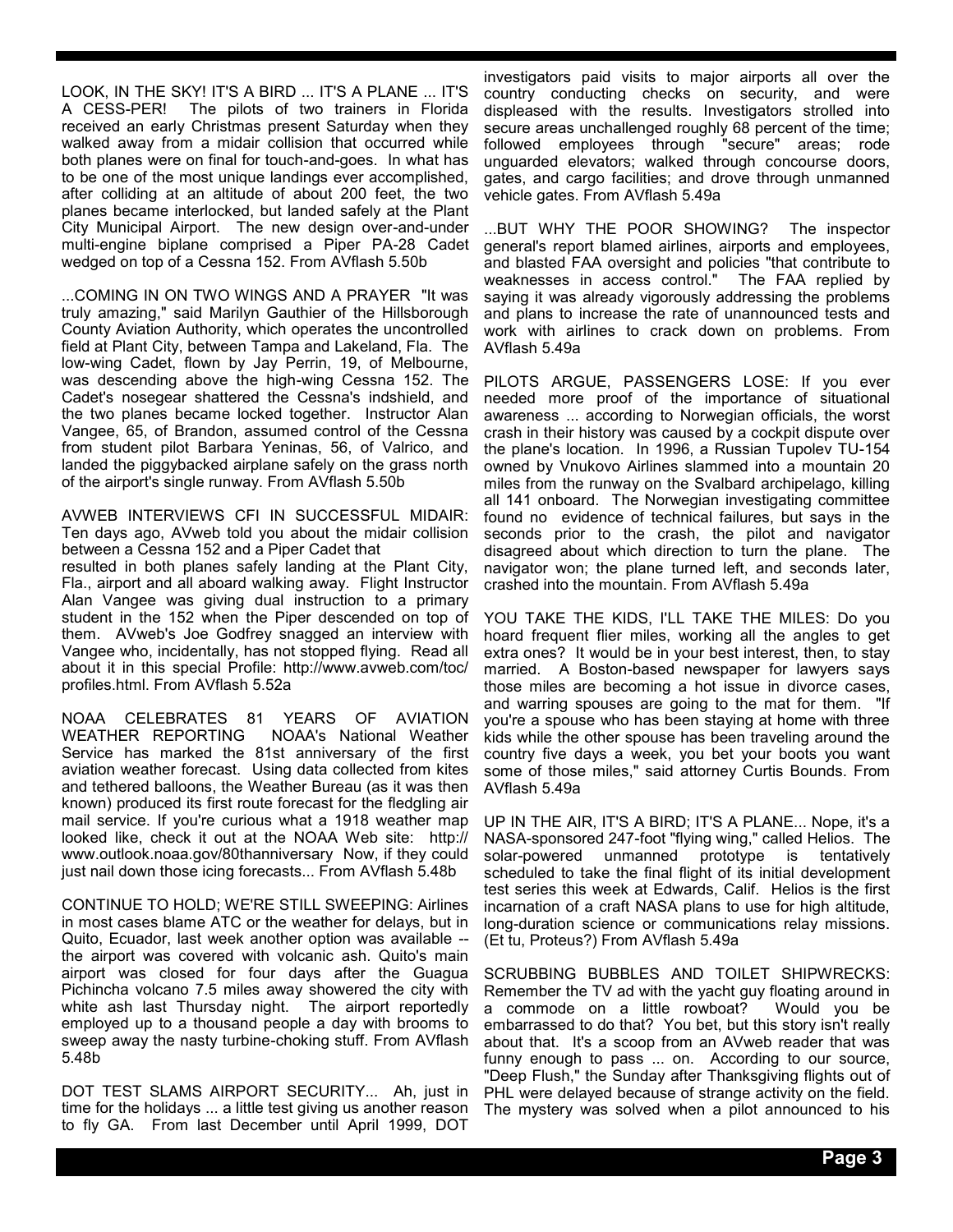LOOK, IN THE SKY! IT'S A BIRD ... IT'S A PLANE ... IT'S A CESS-PER! The pilots of two trainers in Florida received an early Christmas present Saturday when they walked away from a midair collision that occurred while both planes were on final for touch-and-goes. In what has to be one of the most unique landings ever accomplished, after colliding at an altitude of about 200 feet, the two planes became interlocked, but landed safely at the Plant City Municipal Airport. The new design over-and-under multi-engine biplane comprised a Piper PA-28 Cadet wedged on top of a Cessna 152. From AVflash 5.50b

...COMING IN ON TWO WINGS AND A PRAYER "It was truly amazing," said Marilyn Gauthier of the Hillsborough County Aviation Authority, which operates the uncontrolled field at Plant City, between Tampa and Lakeland, Fla. The low-wing Cadet, flown by Jay Perrin, 19, of Melbourne, was descending above the high-wing Cessna 152. The Cadet's nosegear shattered the Cessna's indshield, and the two planes became locked together. Instructor Alan Vangee, 65, of Brandon, assumed control of the Cessna from student pilot Barbara Yeninas, 56, of Valrico, and landed the piggybacked airplane safely on the grass north of the airport's single runway. From AVflash 5.50b

AVWEB INTERVIEWS CFI IN SUCCESSFUL MIDAIR: Ten days ago, AVweb told you about the midair collision between a Cessna 152 and a Piper Cadet that resulted in both planes safely landing at the Plant City, Fla., airport and all aboard walking away. Flight Instructor Alan Vangee was giving dual instruction to a primary student in the 152 when the Piper descended on top of them. AVweb's Joe Godfrey snagged an interview with Vangee who, incidentally, has not stopped flying. Read all about it in this special Profile: http://www.avweb.com/toc/profiles.html. From AVflash 5.52a

NOAA CELEBRATES 81 YEARS OF AVIATION WEATHER REPORTING NOAA's National Weather Service has marked the 81st anniversary of the first aviation weather forecast. Using data collected from kites and tethered balloons, the Weather Bureau (as it was then known) produced its first route forecast for the fledgling air mail service. If you're curious what a 1918 weather map looked like, check it out at the NOAA Web site: http://www.outlook.noaa.gov/80thanniversary Now, if they could just nail down those icing forecasts... From AVflash 5.48b

CONTINUE TO HOLD; WE'RE STILL SWEEPING: Airlines in most cases blame ATC or the weather for delays, but in Quito, Ecuador, last week another option was available -- the airport was covered with volcanic ash. Quito's main airport was closed for four days after the Guagua Pichincha volcano 7.5 miles away showered the city with white ash last Thursday night. The airport reportedly employed up to a thousand people a day with brooms to sweep away the nasty turbine-choking stuff. From AVflash 5.48b

DOT TEST SLAMS AIRPORT SECURITY... Ah, just in time for the holidays ... a little test giving us another reason to fly GA. From last December until April 1999, DOT investigators paid visits to major airports all over the country conducting checks on security, and were displeased with the results. Investigators strolled into secure areas unchallenged roughly 68 percent of the time; followed employees through "secure" areas; rode unguarded elevators; walked through concourse doors, gates, and cargo facilities; and drove through unmanned vehicle gates. From AVflash 5.49a

...BUT WHY THE POOR SHOWING? The inspector general's report blamed airlines, airports and employees, and blasted FAA oversight and policies "that contribute to weaknesses in access control." The FAA replied by saying it was already vigorously addressing the problems and plans to increase the rate of unannounced tests and work with airlines to crack down on problems. From AVflash 5.49a

PILOTS ARGUE, PASSENGERS LOSE: If you ever needed more proof of the importance of situational awareness ... according to Norwegian officials, the worst crash in their history was caused by a cockpit dispute over the plane's location. In 1996, a Russian Tupolev TU-154 owned by Vnukovo Airlines slammed into a mountain 20 miles from the runway on the Svalbard archipelago, killing all 141 onboard. The Norwegian investigating committee found no evidence of technical failures, but says in the seconds prior to the crash, the pilot and navigator disagreed about which direction to turn the plane. The navigator won; the plane turned left, and seconds later, crashed into the mountain. From AVflash 5.49a

YOU TAKE THE KIDS, I'LL TAKE THE MILES: Do you hoard frequent flier miles, working all the angles to get extra ones? It would be in your best interest, then, to stay married. A Boston-based newspaper for lawyers says those miles are becoming a hot issue in divorce cases, and warring spouses are going to the mat for them. "If you're a spouse who has been staying at home with three kids while the other spouse has been traveling around the country five days a week, you bet your boots you want some of those miles," said attorney Curtis Bounds. From AVflash 5.49a

UP IN THE AIR, IT'S A BIRD; IT'S A PLANE... Nope, it's a NASA-sponsored 247-foot "flying wing," called Helios. The solar-powered unmanned prototype is tentatively scheduled to take the final flight of its initial development test series this week at Edwards, Calif. Helios is the first incarnation of a craft NASA plans to use for high altitude, long-duration science or communications relay missions. (Et tu, Proteus?) From AVflash 5.49a

SCRUBBING BUBBLES AND TOILET SHIPWRECKS: Remember the TV ad with the yacht guy floating around in a commode on a little rowboat? Would you be embarrassed to do that? You bet, but this story isn't really about that. It's a scoop from an AVweb reader that was funny enough to pass ... on. According to our source, "Deep Flush," the Sunday after Thanksgiving flights out of PHL were delayed because of strange activity on the field. The mystery was solved when a pilot announced to his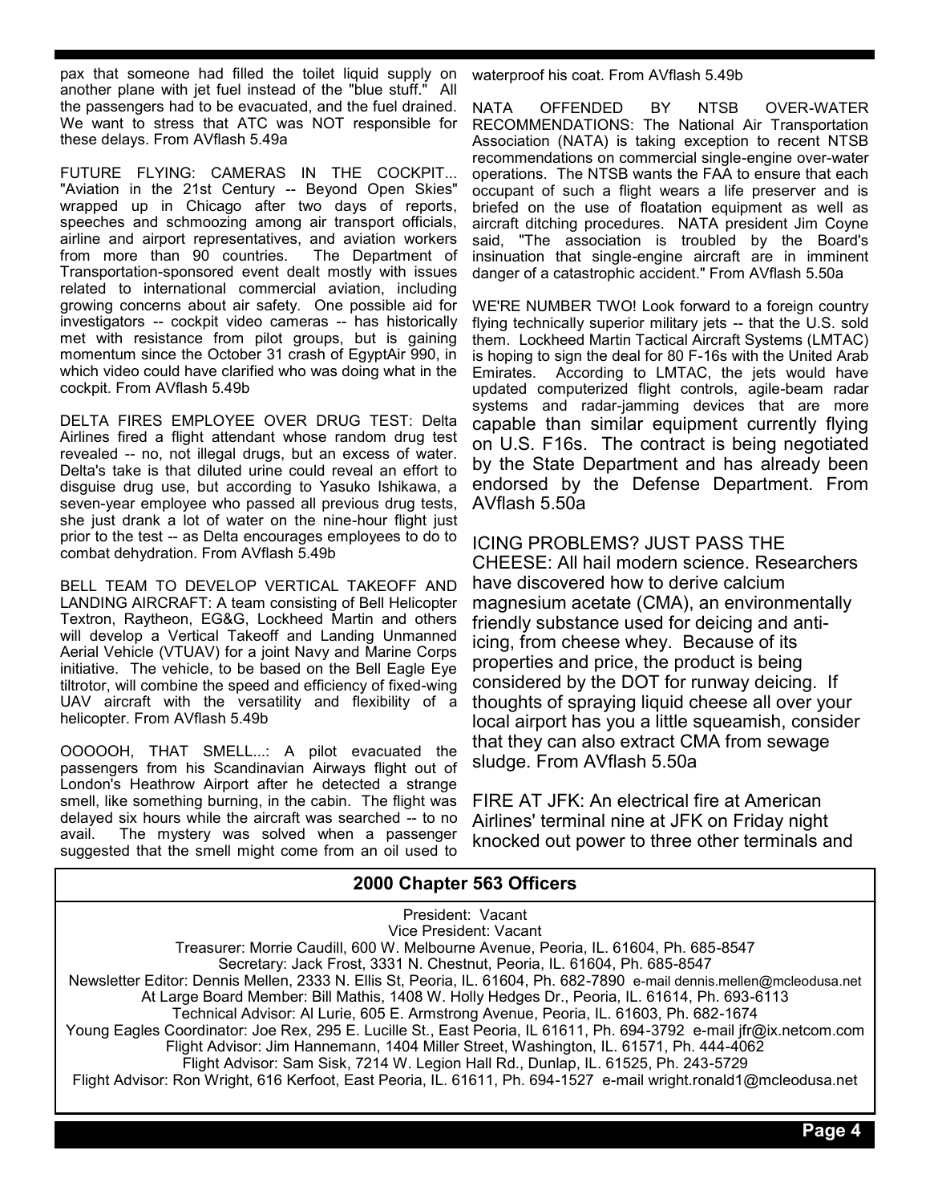pax that someone had filled the toilet liquid supply on another plane with jet fuel instead of the "blue stuff." All the passengers had to be evacuated, and the fuel drained. We want to stress that ATC was NOT responsible for these delays. From AVflash 5.49a

FUTURE FLYING: CAMERAS IN THE COCKPIT... "Aviation in the 21st Century -- Beyond Open Skies" wrapped up in Chicago after two days of reports, speeches and schmoozing among air transport officials, airline and airport representatives, and aviation workers from more than 90 countries. The Department of Transportation-sponsored event dealt mostly with issues related to international commercial aviation, including growing concerns about air safety. One possible aid for investigators -- cockpit video cameras -- has historically met with resistance from pilot groups, but is gaining momentum since the October 31 crash of EgyptAir 990, in which video could have clarified who was doing what in the cockpit. From AVflash 5.49b

DELTA FIRES EMPLOYEE OVER DRUG TEST: Delta Airlines fired a flight attendant whose random drug test revealed -- no, not illegal drugs, but an excess of water. Delta's take is that diluted urine could reveal an effort to disguise drug use, but according to Yasuko Ishikawa, a seven-year employee who passed all previous drug tests, she just drank a lot of water on the nine-hour flight just prior to the test -- as Delta encourages employees to do to combat dehydration. From AVflash 5.49b

BELL TEAM TO DEVELOP VERTICAL TAKEOFF AND LANDING AIRCRAFT: A team consisting of Bell Helicopter Textron, Raytheon, EG&G, Lockheed Martin and others will develop a Vertical Takeoff and Landing Unmanned Aerial Vehicle (VTUAV) for a joint Navy and Marine Corps initiative. The vehicle, to be based on the Bell Eagle Eye tiltrotor, will combine the speed and efficiency of fixed-wing UAV aircraft with the versatility and flexibility of a helicopter. From AVflash 5.49b

OOOOOH, THAT SMELL...: A pilot evacuated the passengers from his Scandinavian Airways flight out of London's Heathrow Airport after he detected a strange smell, like something burning, in the cabin. The flight was delayed six hours while the aircraft was searched -- to no avail. The mystery was solved when a passenger suggested that the smell might come from an oil used to waterproof his coat. From AVflash 5.49b

NATA OFFENDED BY NTSB OVER-WATER RECOMMENDATIONS: The National Air Transportation Association (NATA) is taking exception to recent NTSB recommendations on commercial single-engine over-water operations. The NTSB wants the FAA to ensure that each occupant of such a flight wears a life preserver and is briefed on the use of floatation equipment as well as aircraft ditching procedures. NATA president Jim Coyne said, "The association is troubled by the Board's insinuation that single-engine aircraft are in imminent danger of a catastrophic accident." From AVflash 5.50a

WE'RE NUMBER TWO! Look forward to a foreign country flying technically superior military jets -- that the U.S. sold them. Lockheed Martin Tactical Aircraft Systems (LMTAC) is hoping to sign the deal for 80 F-16s with the United Arab Emirates. According to LMTAC, the jets would have updated computerized flight controls, agile-beam radar systems and radar-jamming devices that are more capable than similar equipment currently flying on U.S. F16s. The contract is being negotiated by the State Department and has already been endorsed by the Defense Department. From AVflash 5.50a

ICING PROBLEMS? JUST PASS THE CHEESE: All hail modern science. Researchers have discovered how to derive calcium magnesium acetate (CMA), an environmentally friendly substance used for deicing and anti-icing, from cheese whey. Because of its properties and price, the product is being considered by the DOT for runway deicing. If thoughts of spraying liquid cheese all over your local airport has you a little squeamish, consider that they can also extract CMA from sewage sludge. From AVflash 5.50a

FIRE AT JFK: An electrical fire at American Airlines' terminal nine at JFK on Friday night knocked out power to three other terminals and

## 2000 Chapter 563 Officers

President: Vacant
Vice President: Vacant
Treasurer: Morrie Caudill, 600 W. Melbourne Avenue, Peoria, IL. 61604, Ph. 685-8547
Secretary: Jack Frost, 3331 N. Chestnut, Peoria, IL. 61604, Ph. 685-8547
Newsletter Editor: Dennis Mellen, 2333 N. Ellis St, Peoria, IL. 61604, Ph. 682-7890 e-mail dennis.mellen@mcleodusa.net
At Large Board Member: Bill Mathis, 1408 W. Holly Hedges Dr., Peoria, IL. 61614, Ph. 693-6113
Technical Advisor: Al Lurie, 605 E. Armstrong Avenue, Peoria, IL. 61603, Ph. 682-1674
Young Eagles Coordinator: Joe Rex, 295 E. Lucille St., East Peoria, IL 61611, Ph. 694-3792 e-mail jfr@ix.netcom.com
Flight Advisor: Jim Hannemann, 1404 Miller Street, Washington, IL. 61571, Ph. 444-4062
Flight Advisor: Sam Sisk, 7214 W. Legion Hall Rd., Dunlap, IL. 61525, Ph. 243-5729
Flight Advisor: Ron Wright, 616 Kerfoot, East Peoria, IL. 61611, Ph. 694-1527 e-mail wright.ronald1@mcleodusa.net